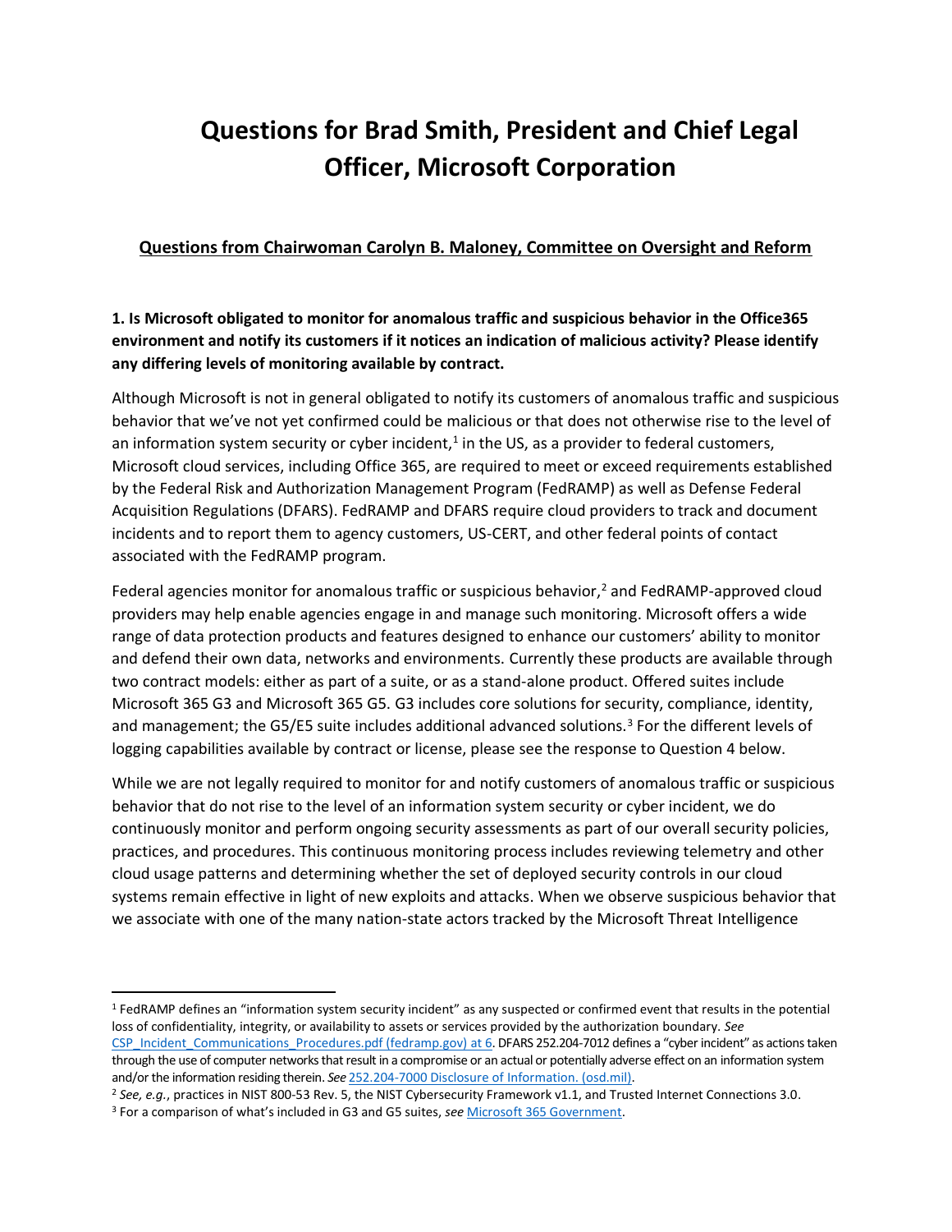# Questions for Brad Smith, President and Chief Legal Officer, Microsoft Corporation

**Questions from Chairwoman Carolyn B. Maloney, Committee on Oversight and Reform**

**1. Is Microsoft obligated to monitor for anomalous traffic and suspicious behavior in the Office365 environment and notify its customers if it notices an indication of malicious activity? Please identify any differing levels of monitoring available by contract.**

Although Microsoft is not in general obligated to notify its customers of anomalous traffic and suspicious behavior that we've not yet confirmed could be malicious or that does not otherwise rise to the level of an information system security or cyber incident,[1] in the US, as a provider to federal customers, Microsoft cloud services, including Office 365, are required to meet or exceed requirements established by the Federal Risk and Authorization Management Program (FedRAMP) as well as Defense Federal Acquisition Regulations (DFARS). FedRAMP and DFARS require cloud providers to track and document incidents and to report them to agency customers, US-CERT, and other federal points of contact associated with the FedRAMP program.

Federal agencies monitor for anomalous traffic or suspicious behavior,[2] and FedRAMP-approved cloud providers may help enable agencies engage in and manage such monitoring. Microsoft offers a wide range of data protection products and features designed to enhance our customers' ability to monitor and defend their own data, networks and environments. Currently these products are available through two contract models: either as part of a suite, or as a stand-alone product. Offered suites include Microsoft 365 G3 and Microsoft 365 G5. G3 includes core solutions for security, compliance, identity, and management; the G5/E5 suite includes additional advanced solutions.[3] For the different levels of logging capabilities available by contract or license, please see the response to Question 4 below.

While we are not legally required to monitor for and notify customers of anomalous traffic or suspicious behavior that do not rise to the level of an information system security or cyber incident, we do continuously monitor and perform ongoing security assessments as part of our overall security policies, practices, and procedures. This continuous monitoring process includes reviewing telemetry and other cloud usage patterns and determining whether the set of deployed security controls in our cloud systems remain effective in light of new exploits and attacks. When we observe suspicious behavior that we associate with one of the many nation-state actors tracked by the Microsoft Threat Intelligence

---

[1] FedRAMP defines an "information system security incident" as any suspected or confirmed event that results in the potential loss of confidentiality, integrity, or availability to assets or services provided by the authorization boundary. *See* CSP_Incident_Communications_Procedures.pdf (fedramp.gov) at 6. DFARS 252.204-7012 defines a "cyber incident" as actions taken through the use of computer networks that result in a compromise or an actual or potentially adverse effect on an information system and/or the information residing therein. *See* 252.204-7000 Disclosure of Information. (osd.mil).

[2] *See, e.g.*, practices in NIST 800-53 Rev. 5, the NIST Cybersecurity Framework v1.1, and Trusted Internet Connections 3.0.

[3] For a comparison of what's included in G3 and G5 suites, *see* Microsoft 365 Government.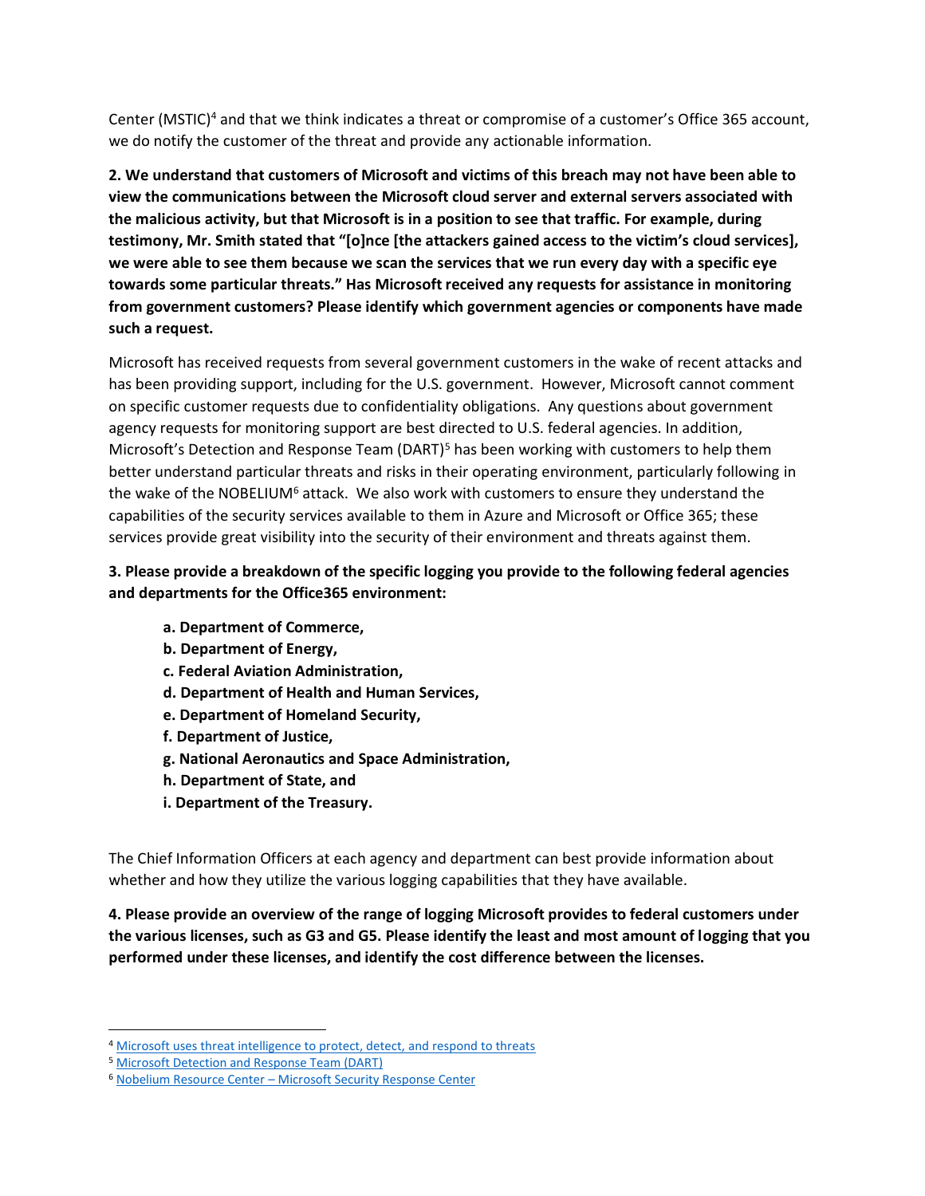Center (MSTIC)[4] and that we think indicates a threat or compromise of a customer's Office 365 account, we do notify the customer of the threat and provide any actionable information.

**2. We understand that customers of Microsoft and victims of this breach may not have been able to view the communications between the Microsoft cloud server and external servers associated with the malicious activity, but that Microsoft is in a position to see that traffic. For example, during testimony, Mr. Smith stated that "[o]nce [the attackers gained access to the victim's cloud services], we were able to see them because we scan the services that we run every day with a specific eye towards some particular threats." Has Microsoft received any requests for assistance in monitoring from government customers? Please identify which government agencies or components have made such a request.**

Microsoft has received requests from several government customers in the wake of recent attacks and has been providing support, including for the U.S. government. However, Microsoft cannot comment on specific customer requests due to confidentiality obligations. Any questions about government agency requests for monitoring support are best directed to U.S. federal agencies. In addition, Microsoft's Detection and Response Team (DART)[5] has been working with customers to help them better understand particular threats and risks in their operating environment, particularly following in the wake of the NOBELIUM[6] attack. We also work with customers to ensure they understand the capabilities of the security services available to them in Azure and Microsoft or Office 365; these services provide great visibility into the security of their environment and threats against them.

**3. Please provide a breakdown of the specific logging you provide to the following federal agencies and departments for the Office365 environment:**

- **a. Department of Commerce,**
- **b. Department of Energy,**
- **c. Federal Aviation Administration,**
- **d. Department of Health and Human Services,**
- **e. Department of Homeland Security,**
- **f. Department of Justice,**
- **g. National Aeronautics and Space Administration,**
- **h. Department of State, and**
- **i. Department of the Treasury.**

The Chief Information Officers at each agency and department can best provide information about whether and how they utilize the various logging capabilities that they have available.

**4. Please provide an overview of the range of logging Microsoft provides to federal customers under the various licenses, such as G3 and G5. Please identify the least and most amount of logging that you performed under these licenses, and identify the cost difference between the licenses.**

---

[4] Microsoft uses threat intelligence to protect, detect, and respond to threats

[5] Microsoft Detection and Response Team (DART)

[6] Nobelium Resource Center – Microsoft Security Response Center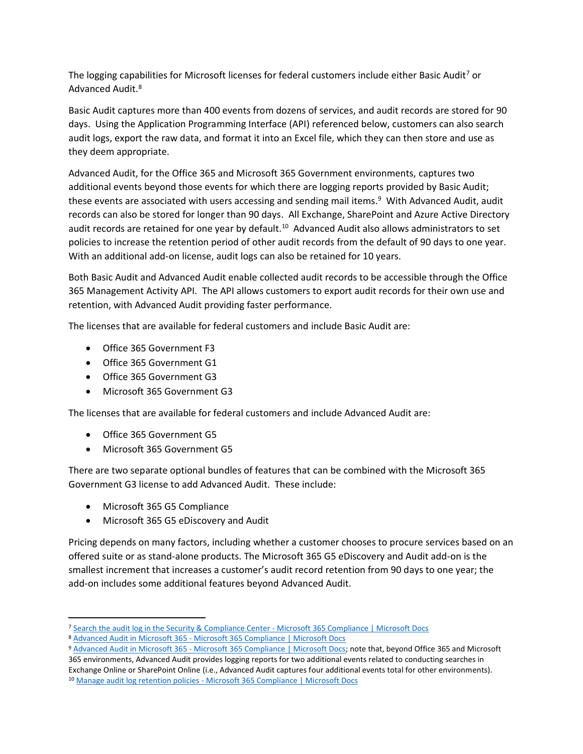The logging capabilities for Microsoft licenses for federal customers include either Basic Audit[7] or Advanced Audit.[8]

Basic Audit captures more than 400 events from dozens of services, and audit records are stored for 90 days. Using the Application Programming Interface (API) referenced below, customers can also search audit logs, export the raw data, and format it into an Excel file, which they can then store and use as they deem appropriate.

Advanced Audit, for the Office 365 and Microsoft 365 Government environments, captures two additional events beyond those events for which there are logging reports provided by Basic Audit; these events are associated with users accessing and sending mail items.[9] With Advanced Audit, audit records can also be stored for longer than 90 days. All Exchange, SharePoint and Azure Active Directory audit records are retained for one year by default.[10] Advanced Audit also allows administrators to set policies to increase the retention period of other audit records from the default of 90 days to one year. With an additional add-on license, audit logs can also be retained for 10 years.

Both Basic Audit and Advanced Audit enable collected audit records to be accessible through the Office 365 Management Activity API. The API allows customers to export audit records for their own use and retention, with Advanced Audit providing faster performance.

The licenses that are available for federal customers and include Basic Audit are:

- Office 365 Government F3
- Office 365 Government G1
- Office 365 Government G3
- Microsoft 365 Government G3

The licenses that are available for federal customers and include Advanced Audit are:

- Office 365 Government G5
- Microsoft 365 Government G5

There are two separate optional bundles of features that can be combined with the Microsoft 365 Government G3 license to add Advanced Audit. These include:

- Microsoft 365 G5 Compliance
- Microsoft 365 G5 eDiscovery and Audit

Pricing depends on many factors, including whether a customer chooses to procure services based on an offered suite or as stand-alone products. The Microsoft 365 G5 eDiscovery and Audit add-on is the smallest increment that increases a customer's audit record retention from 90 days to one year; the add-on includes some additional features beyond Advanced Audit.

---

[7] Search the audit log in the Security & Compliance Center - Microsoft 365 Compliance | Microsoft Docs

[8] Advanced Audit in Microsoft 365 - Microsoft 365 Compliance | Microsoft Docs

[9] Advanced Audit in Microsoft 365 - Microsoft 365 Compliance | Microsoft Docs; note that, beyond Office 365 and Microsoft 365 environments, Advanced Audit provides logging reports for two additional events related to conducting searches in Exchange Online or SharePoint Online (i.e., Advanced Audit captures four additional events total for other environments).

[10] Manage audit log retention policies - Microsoft 365 Compliance | Microsoft Docs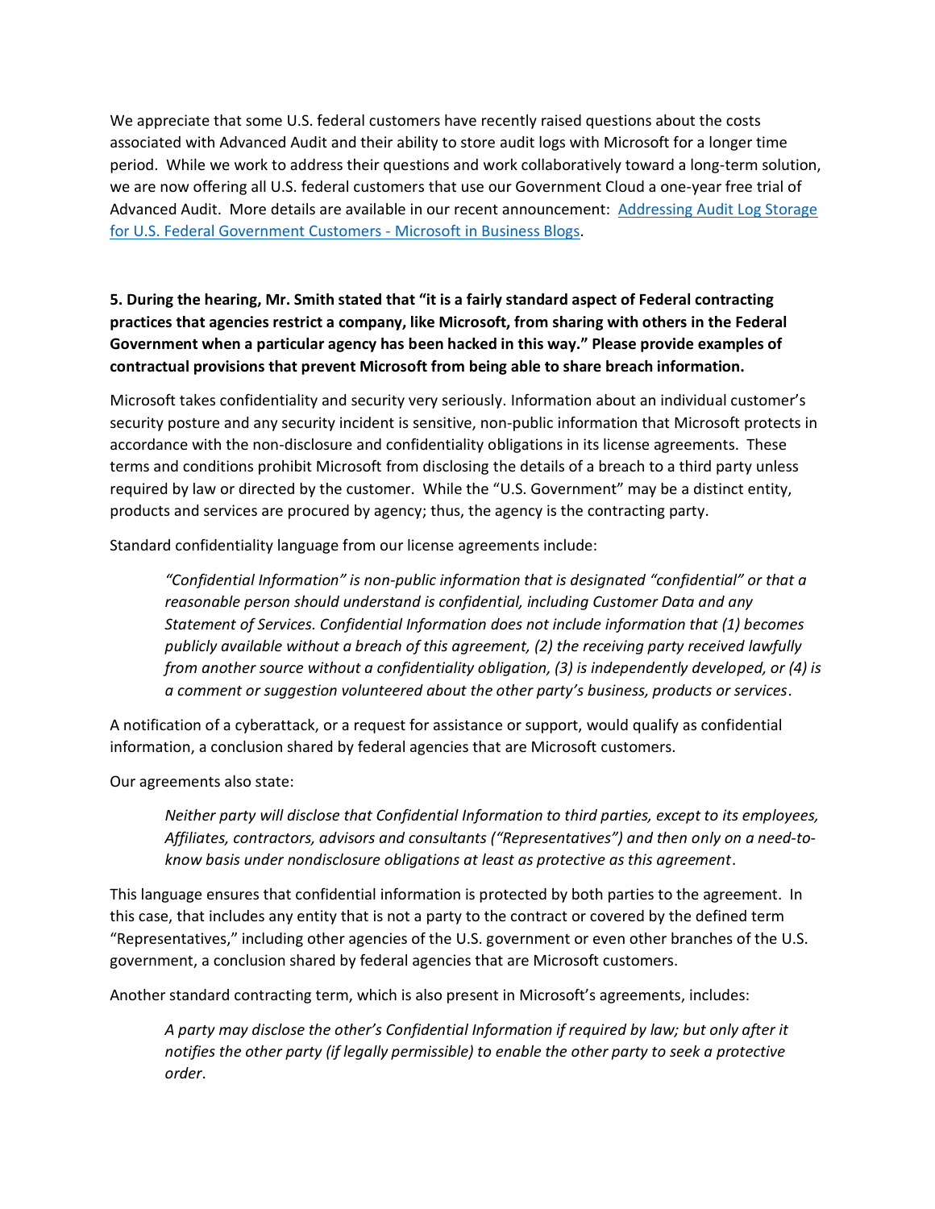We appreciate that some U.S. federal customers have recently raised questions about the costs associated with Advanced Audit and their ability to store audit logs with Microsoft for a longer time period. While we work to address their questions and work collaboratively toward a long-term solution, we are now offering all U.S. federal customers that use our Government Cloud a one-year free trial of Advanced Audit. More details are available in our recent announcement: [Addressing Audit Log Storage for U.S. Federal Government Customers - Microsoft in Business Blogs](#).

**5. During the hearing, Mr. Smith stated that "it is a fairly standard aspect of Federal contracting practices that agencies restrict a company, like Microsoft, from sharing with others in the Federal Government when a particular agency has been hacked in this way." Please provide examples of contractual provisions that prevent Microsoft from being able to share breach information.**

Microsoft takes confidentiality and security very seriously. Information about an individual customer's security posture and any security incident is sensitive, non-public information that Microsoft protects in accordance with the non-disclosure and confidentiality obligations in its license agreements. These terms and conditions prohibit Microsoft from disclosing the details of a breach to a third party unless required by law or directed by the customer. While the "U.S. Government" may be a distinct entity, products and services are procured by agency; thus, the agency is the contracting party.

Standard confidentiality language from our license agreements include:

> *"Confidential Information" is non-public information that is designated "confidential" or that a reasonable person should understand is confidential, including Customer Data and any Statement of Services. Confidential Information does not include information that (1) becomes publicly available without a breach of this agreement, (2) the receiving party received lawfully from another source without a confidentiality obligation, (3) is independently developed, or (4) is a comment or suggestion volunteered about the other party's business, products or services*.

A notification of a cyberattack, or a request for assistance or support, would qualify as confidential information, a conclusion shared by federal agencies that are Microsoft customers.

Our agreements also state:

> *Neither party will disclose that Confidential Information to third parties, except to its employees, Affiliates, contractors, advisors and consultants ("Representatives") and then only on a need-to-know basis under nondisclosure obligations at least as protective as this agreement*.

This language ensures that confidential information is protected by both parties to the agreement. In this case, that includes any entity that is not a party to the contract or covered by the defined term "Representatives," including other agencies of the U.S. government or even other branches of the U.S. government, a conclusion shared by federal agencies that are Microsoft customers.

Another standard contracting term, which is also present in Microsoft's agreements, includes:

> *A party may disclose the other's Confidential Information if required by law; but only after it notifies the other party (if legally permissible) to enable the other party to seek a protective order*.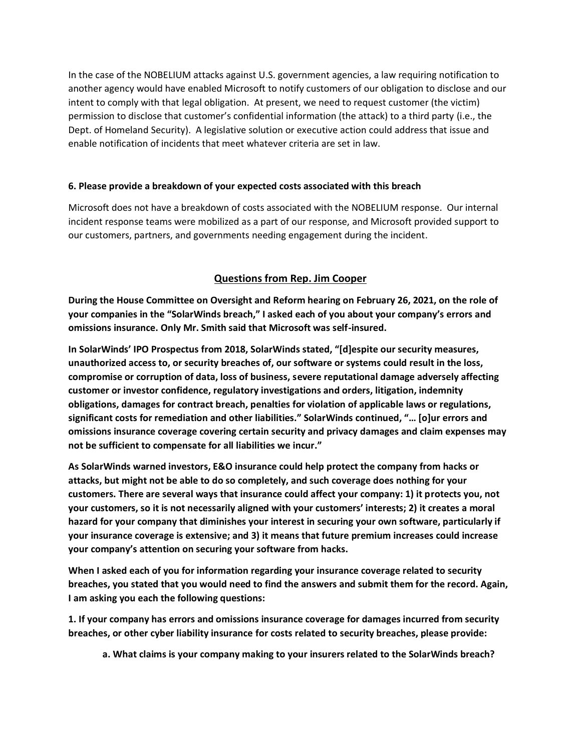In the case of the NOBELIUM attacks against U.S. government agencies, a law requiring notification to another agency would have enabled Microsoft to notify customers of our obligation to disclose and our intent to comply with that legal obligation. At present, we need to request customer (the victim) permission to disclose that customer's confidential information (the attack) to a third party (i.e., the Dept. of Homeland Security). A legislative solution or executive action could address that issue and enable notification of incidents that meet whatever criteria are set in law.

**6. Please provide a breakdown of your expected costs associated with this breach**

Microsoft does not have a breakdown of costs associated with the NOBELIUM response. Our internal incident response teams were mobilized as a part of our response, and Microsoft provided support to our customers, partners, and governments needing engagement during the incident.

## Questions from Rep. Jim Cooper

**During the House Committee on Oversight and Reform hearing on February 26, 2021, on the role of your companies in the "SolarWinds breach," I asked each of you about your company's errors and omissions insurance. Only Mr. Smith said that Microsoft was self-insured.**

**In SolarWinds' IPO Prospectus from 2018, SolarWinds stated, "[d]espite our security measures, unauthorized access to, or security breaches of, our software or systems could result in the loss, compromise or corruption of data, loss of business, severe reputational damage adversely affecting customer or investor confidence, regulatory investigations and orders, litigation, indemnity obligations, damages for contract breach, penalties for violation of applicable laws or regulations, significant costs for remediation and other liabilities." SolarWinds continued, "… [o]ur errors and omissions insurance coverage covering certain security and privacy damages and claim expenses may not be sufficient to compensate for all liabilities we incur."**

**As SolarWinds warned investors, E&O insurance could help protect the company from hacks or attacks, but might not be able to do so completely, and such coverage does nothing for your customers. There are several ways that insurance could affect your company: 1) it protects you, not your customers, so it is not necessarily aligned with your customers' interests; 2) it creates a moral hazard for your company that diminishes your interest in securing your own software, particularly if your insurance coverage is extensive; and 3) it means that future premium increases could increase your company's attention on securing your software from hacks.**

**When I asked each of you for information regarding your insurance coverage related to security breaches, you stated that you would need to find the answers and submit them for the record. Again, I am asking you each the following questions:**

**1. If your company has errors and omissions insurance coverage for damages incurred from security breaches, or other cyber liability insurance for costs related to security breaches, please provide:**

**a. What claims is your company making to your insurers related to the SolarWinds breach?**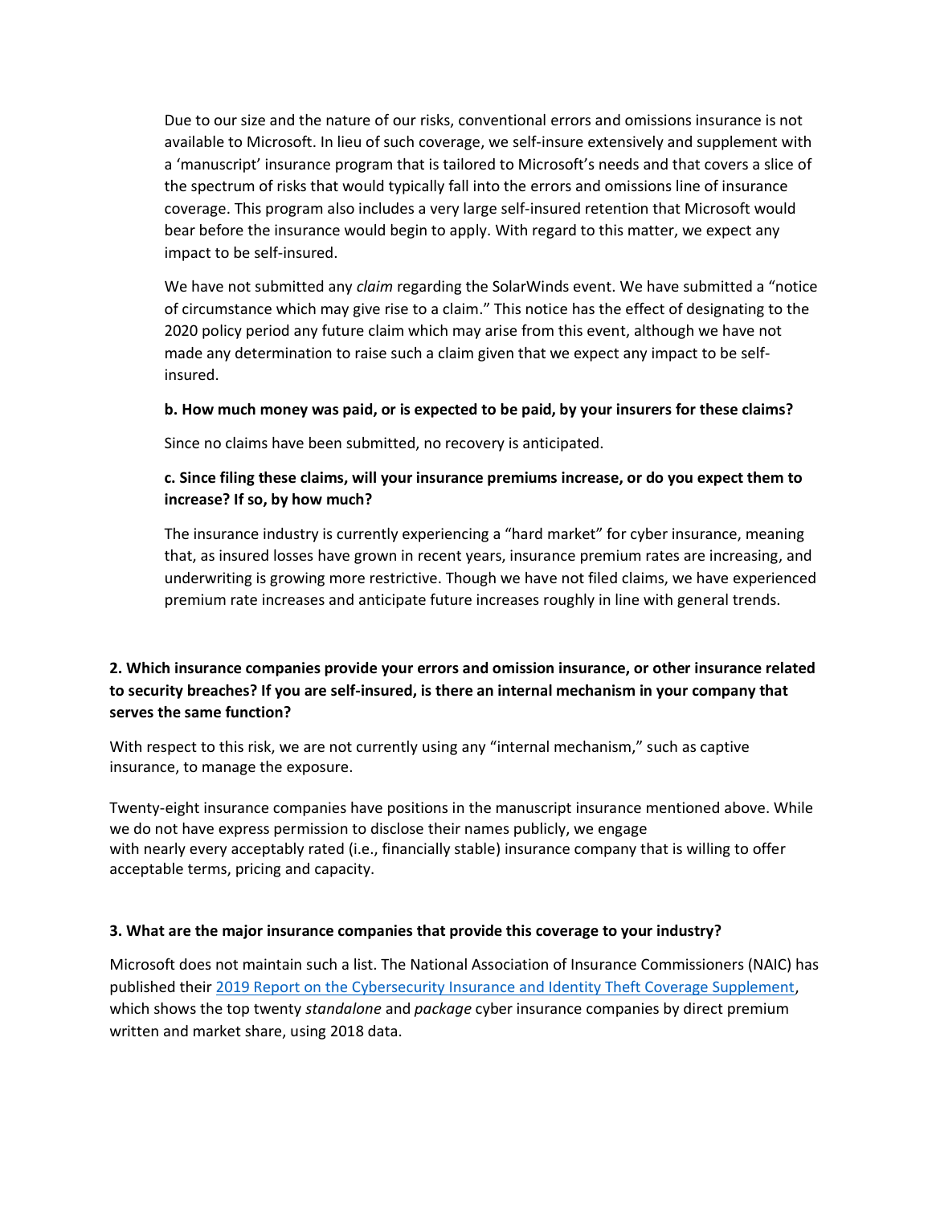Due to our size and the nature of our risks, conventional errors and omissions insurance is not available to Microsoft. In lieu of such coverage, we self-insure extensively and supplement with a 'manuscript' insurance program that is tailored to Microsoft's needs and that covers a slice of the spectrum of risks that would typically fall into the errors and omissions line of insurance coverage. This program also includes a very large self-insured retention that Microsoft would bear before the insurance would begin to apply. With regard to this matter, we expect any impact to be self-insured.

We have not submitted any *claim* regarding the SolarWinds event. We have submitted a "notice of circumstance which may give rise to a claim." This notice has the effect of designating to the 2020 policy period any future claim which may arise from this event, although we have not made any determination to raise such a claim given that we expect any impact to be self-insured.

**b. How much money was paid, or is expected to be paid, by your insurers for these claims?**

Since no claims have been submitted, no recovery is anticipated.

**c. Since filing these claims, will your insurance premiums increase, or do you expect them to increase? If so, by how much?**

The insurance industry is currently experiencing a "hard market" for cyber insurance, meaning that, as insured losses have grown in recent years, insurance premium rates are increasing, and underwriting is growing more restrictive. Though we have not filed claims, we have experienced premium rate increases and anticipate future increases roughly in line with general trends.

**2. Which insurance companies provide your errors and omission insurance, or other insurance related to security breaches? If you are self-insured, is there an internal mechanism in your company that serves the same function?**

With respect to this risk, we are not currently using any "internal mechanism," such as captive insurance, to manage the exposure.

Twenty-eight insurance companies have positions in the manuscript insurance mentioned above. While we do not have express permission to disclose their names publicly, we engage with nearly every acceptably rated (i.e., financially stable) insurance company that is willing to offer acceptable terms, pricing and capacity.

**3. What are the major insurance companies that provide this coverage to your industry?**

Microsoft does not maintain such a list. The National Association of Insurance Commissioners (NAIC) has published their 2019 Report on the Cybersecurity Insurance and Identity Theft Coverage Supplement, which shows the top twenty *standalone* and *package* cyber insurance companies by direct premium written and market share, using 2018 data.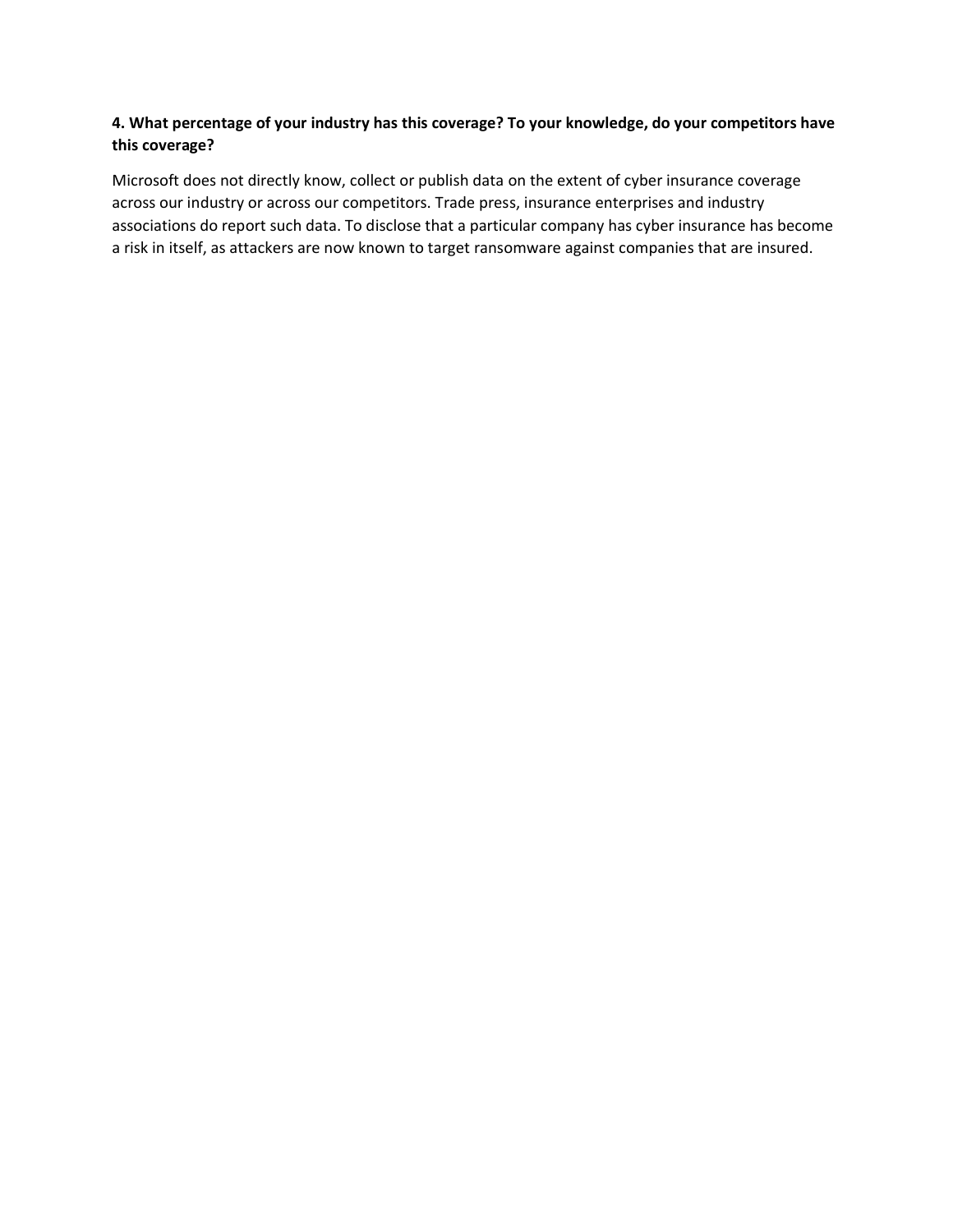**4. What percentage of your industry has this coverage? To your knowledge, do your competitors have this coverage?**

Microsoft does not directly know, collect or publish data on the extent of cyber insurance coverage across our industry or across our competitors. Trade press, insurance enterprises and industry associations do report such data. To disclose that a particular company has cyber insurance has become a risk in itself, as attackers are now known to target ransomware against companies that are insured.